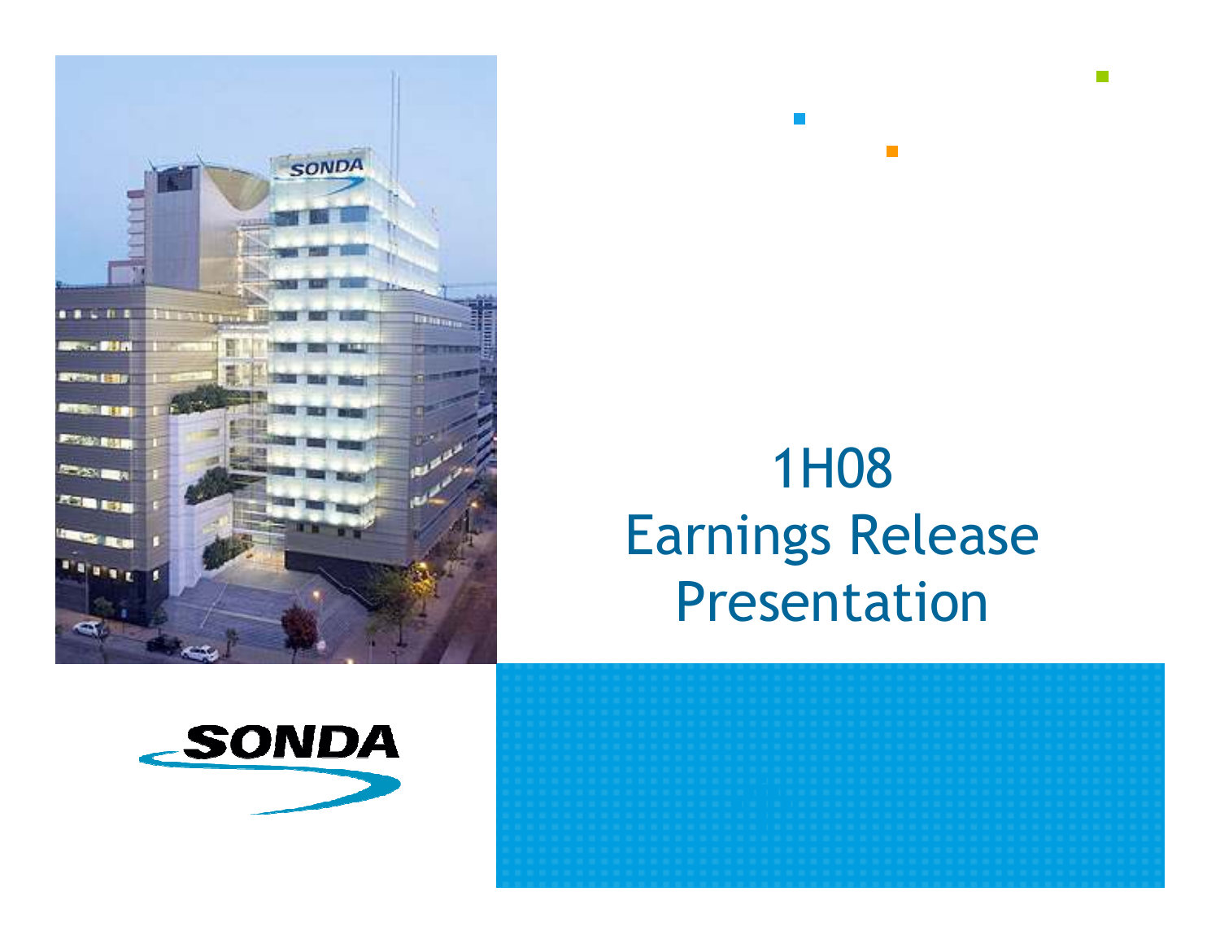# 1H08 Earnings Release Presentation

SONDA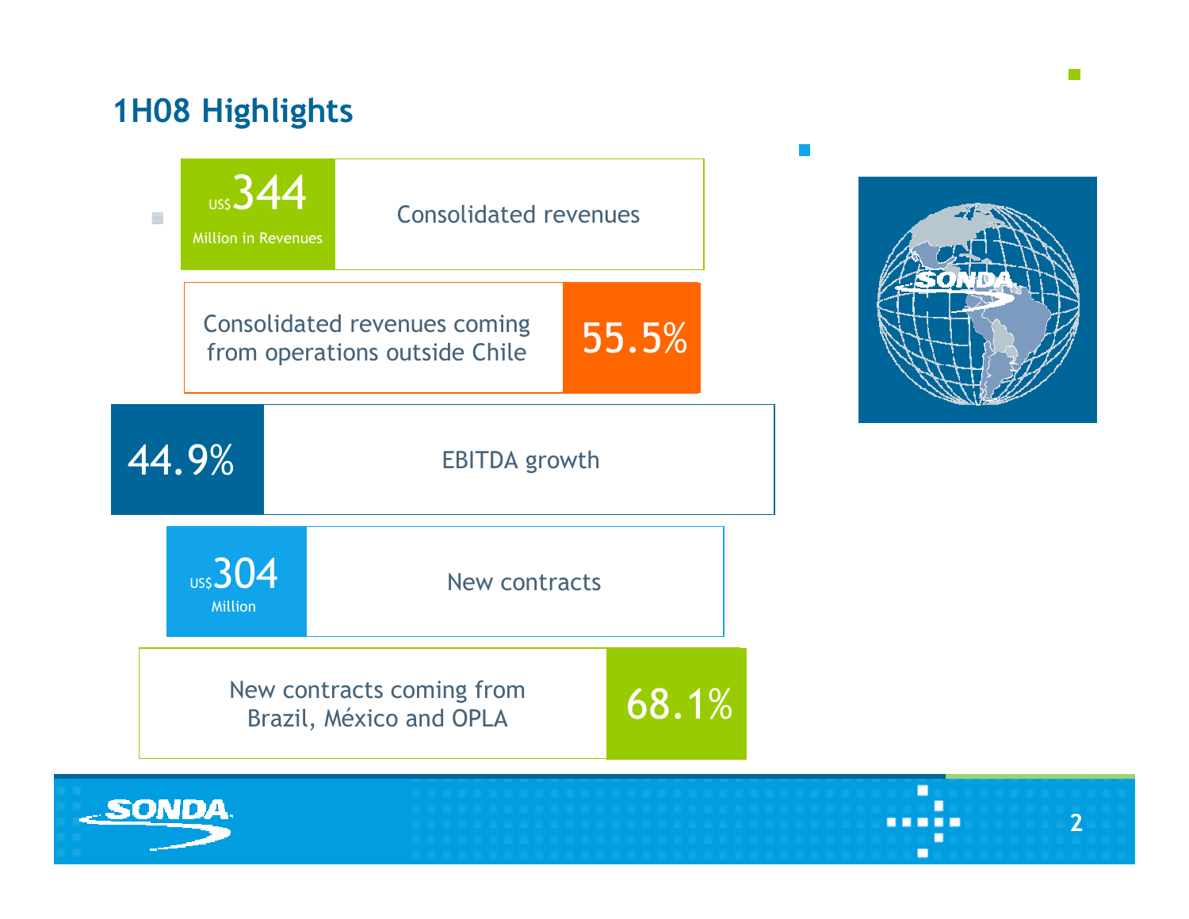# 1H08 Highlights

- US$344 Million in Revenues — Consolidated revenues
- Consolidated revenues coming from operations outside Chile — 55.5%
- 44.9% — EBITDA growth
- US$304 Million — New contracts
- New contracts coming from Brazil, México and OPLA — 68.1%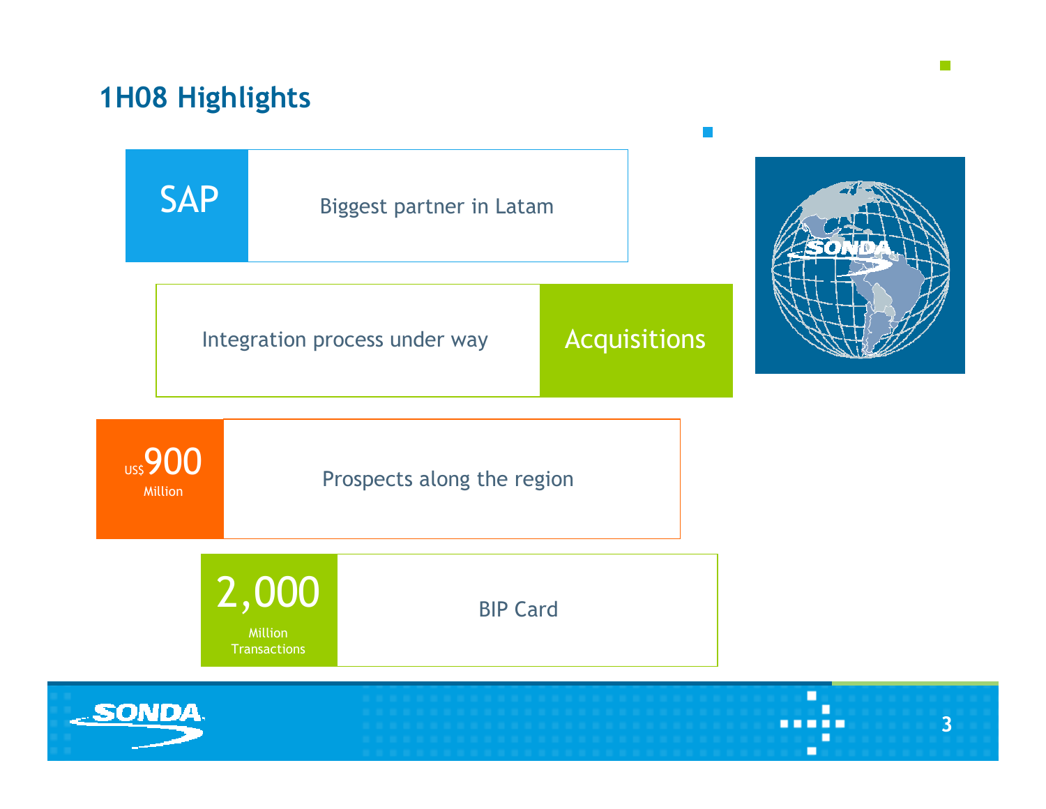## 1H08 Highlights

**SAP** — Biggest partner in Latam

**Acquisitions** — Integration process under way

**US$900 Million** — Prospects along the region

**2,000 Million Transactions** — BIP Card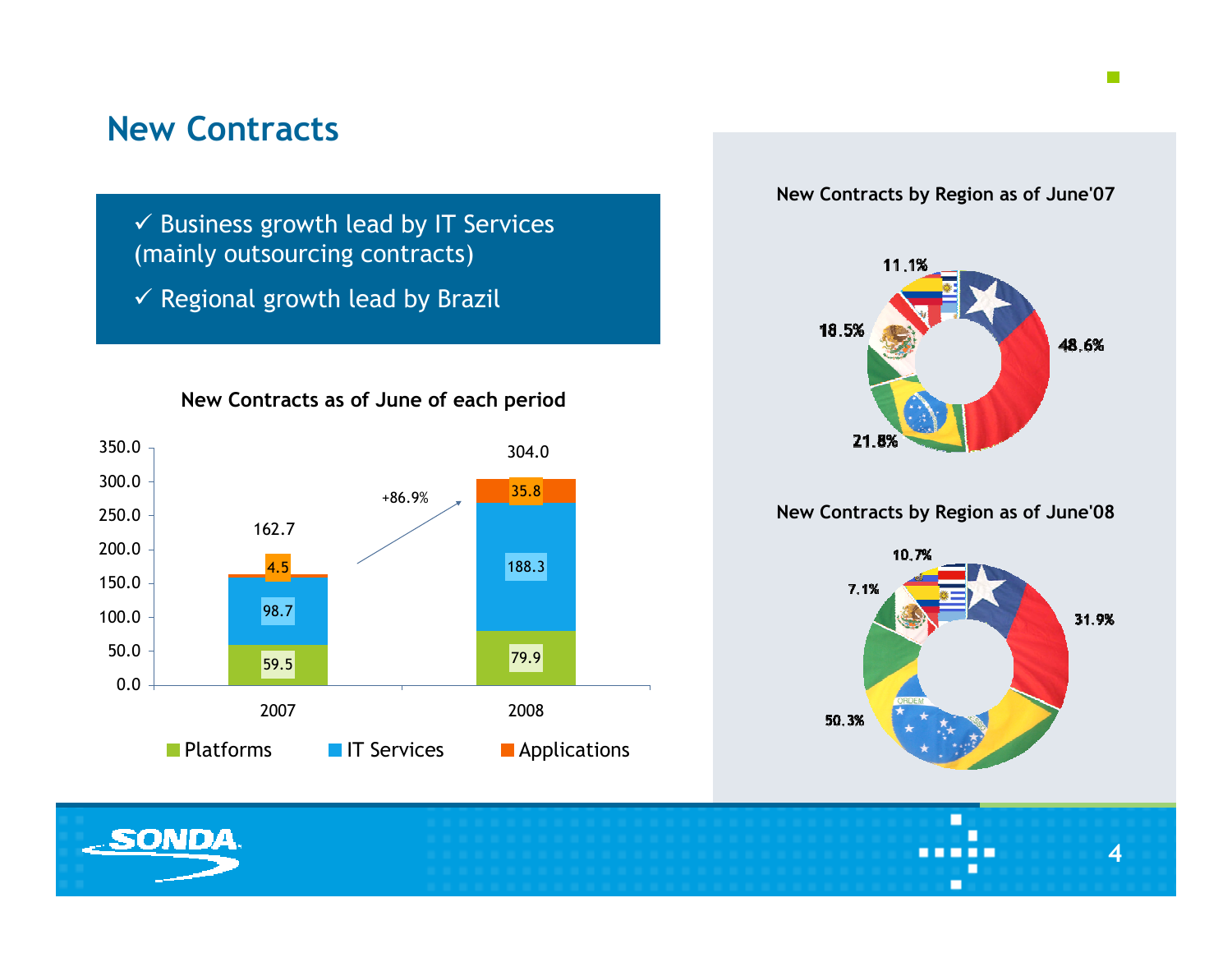# New Contracts

- ✓ Business growth lead by IT Services (mainly outsourcing contracts)
- ✓ Regional growth lead by Brazil

**New Contracts as of June of each period**

| | 2007 | 2008 |
|---|---|---|
| Platforms | 59.5 | 79.9 |
| IT Services | 98.7 | 188.3 |
| Applications | 4.5 | 35.8 |
| Total | 162.7 | 304.0 |

+86.9%

**New Contracts by Region as of June'07**

48.6%, 21.8%, 18.5%, 11.1%

**New Contracts by Region as of June'08**

50.3%, 31.9%, 10.7%, 7.1%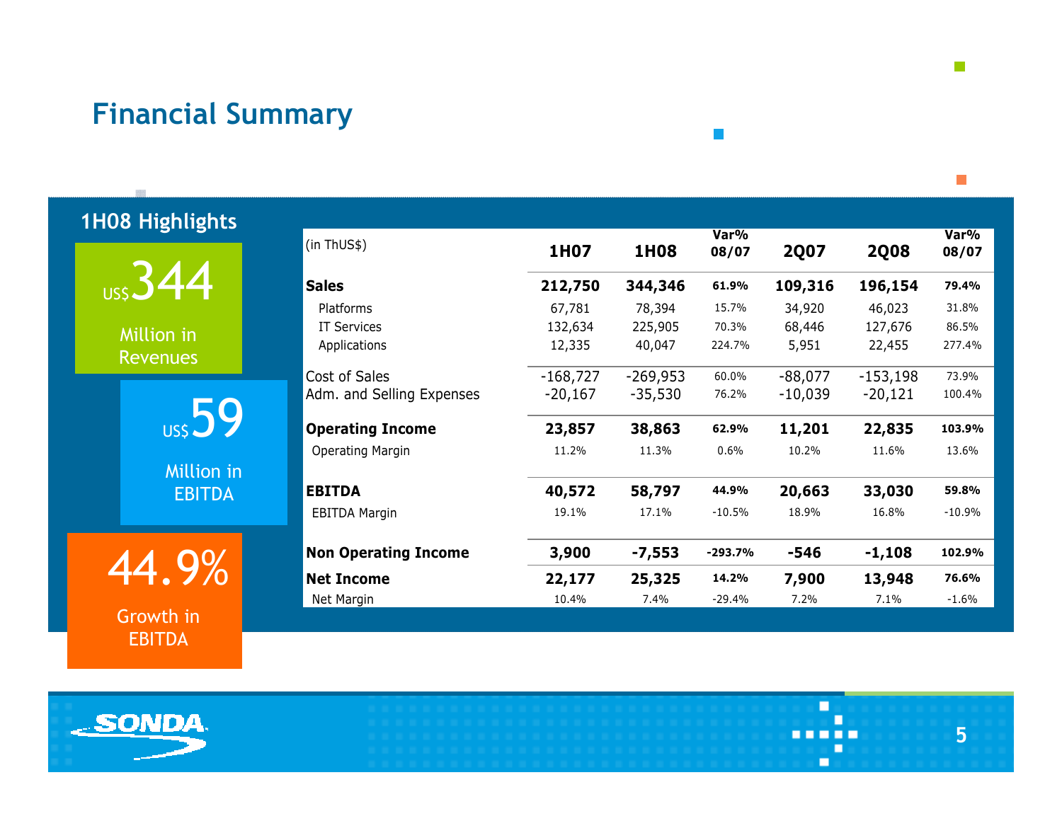# Financial Summary

## 1H08 Highlights

**US$344** Million in Revenues

**US$59** Million in EBITDA

**44.9%** Growth in EBITDA

| (in ThUS$) | 1H07 | 1H08 | Var% 08/07 | 2Q07 | 2Q08 | Var% 08/07 |
|---|---|---|---|---|---|---|
| **Sales** | **212,750** | **344,346** | **61.9%** | **109,316** | **196,154** | **79.4%** |
| Platforms | 67,781 | 78,394 | 15.7% | 34,920 | 46,023 | 31.8% |
| IT Services | 132,634 | 225,905 | 70.3% | 68,446 | 127,676 | 86.5% |
| Applications | 12,335 | 40,047 | 224.7% | 5,951 | 22,455 | 277.4% |
| Cost of Sales | -168,727 | -269,953 | 60.0% | -88,077 | -153,198 | 73.9% |
| Adm. and Selling Expenses | -20,167 | -35,530 | 76.2% | -10,039 | -20,121 | 100.4% |
| **Operating Income** | **23,857** | **38,863** | **62.9%** | **11,201** | **22,835** | **103.9%** |
| Operating Margin | 11.2% | 11.3% | 0.6% | 10.2% | 11.6% | 13.6% |
| **EBITDA** | **40,572** | **58,797** | **44.9%** | **20,663** | **33,030** | **59.8%** |
| EBITDA Margin | 19.1% | 17.1% | -10.5% | 18.9% | 16.8% | -10.9% |
| **Non Operating Income** | **3,900** | **-7,553** | **-293.7%** | **-546** | **-1,108** | **102.9%** |
| **Net Income** | **22,177** | **25,325** | **14.2%** | **7,900** | **13,948** | **76.6%** |
| Net Margin | 10.4% | 7.4% | -29.4% | 7.2% | 7.1% | -1.6% |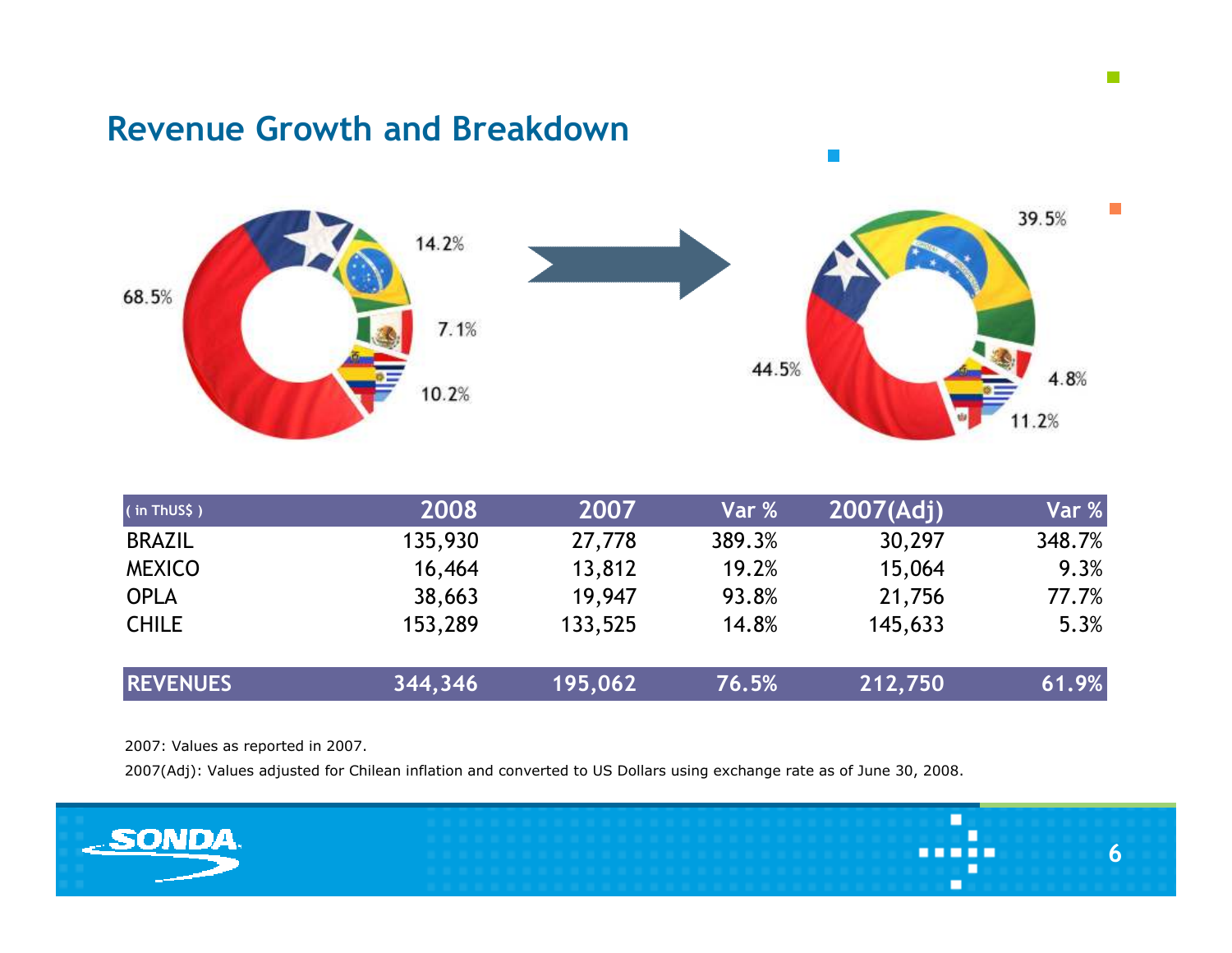# Revenue Growth and Breakdown

68.5%

14.2%

7.1%

10.2%

39.5%

44.5%

4.8%

11.2%

| ( in ThUS$ ) | 2008 | 2007 | Var % | 2007(Adj) | Var % |
|---|---|---|---|---|---|
| BRAZIL | 135,930 | 27,778 | 389.3% | 30,297 | 348.7% |
| MEXICO | 16,464 | 13,812 | 19.2% | 15,064 | 9.3% |
| OPLA | 38,663 | 19,947 | 93.8% | 21,756 | 77.7% |
| CHILE | 153,289 | 133,525 | 14.8% | 145,633 | 5.3% |
| **REVENUES** | **344,346** | **195,062** | **76.5%** | **212,750** | **61.9%** |

2007: Values as reported in 2007.

2007(Adj): Values adjusted for Chilean inflation and converted to US Dollars using exchange rate as of June 30, 2008.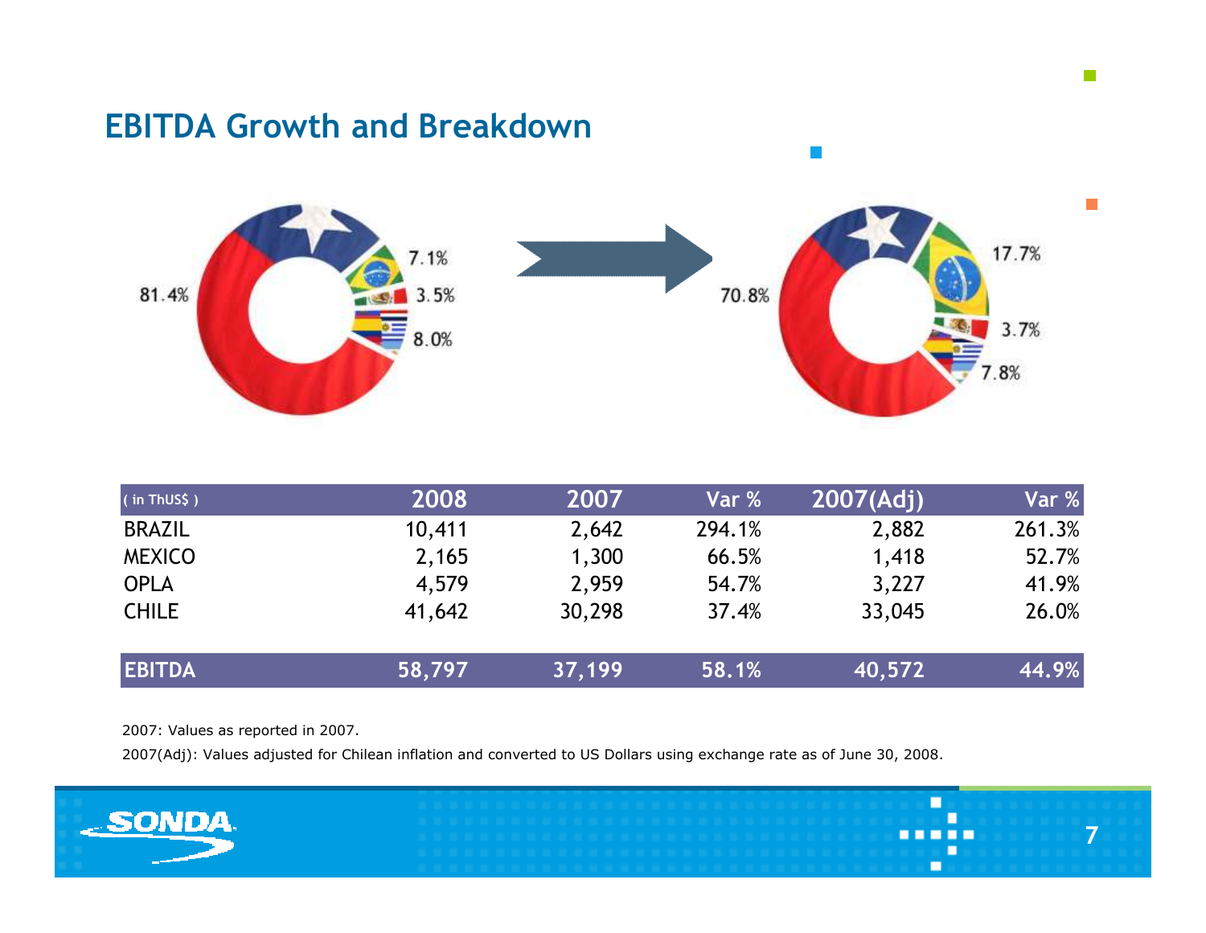## EBITDA Growth and Breakdown

81.4% | 7.1% | 3.5% | 8.0%

70.8% | 17.7% | 3.7% | 7.8%

| ( in ThUS$ ) | 2008 | 2007 | Var % | 2007(Adj) | Var % |
|---|---|---|---|---|---|
| BRAZIL | 10,411 | 2,642 | 294.1% | 2,882 | 261.3% |
| MEXICO | 2,165 | 1,300 | 66.5% | 1,418 | 52.7% |
| OPLA | 4,579 | 2,959 | 54.7% | 3,227 | 41.9% |
| CHILE | 41,642 | 30,298 | 37.4% | 33,045 | 26.0% |
| **EBITDA** | **58,797** | **37,199** | **58.1%** | **40,572** | **44.9%** |

2007: Values as reported in 2007.

2007(Adj): Values adjusted for Chilean inflation and converted to US Dollars using exchange rate as of June 30, 2008.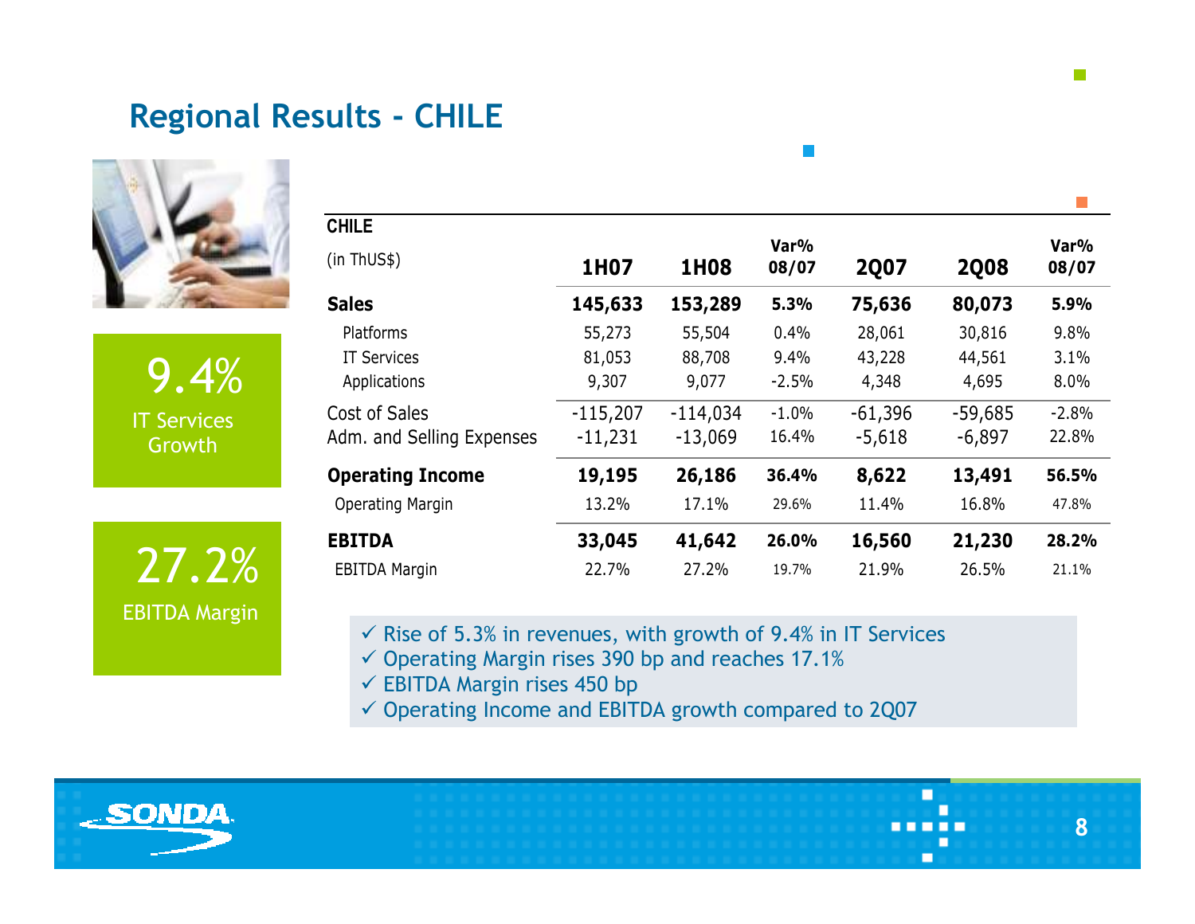## Regional Results - CHILE

9.4%
IT Services Growth

27.2%
EBITDA Margin

| CHILE (in ThUS$) | 1H07 | 1H08 | Var% 08/07 | 2Q07 | 2Q08 | Var% 08/07 |
|---|---|---|---|---|---|---|
| **Sales** | **145,633** | **153,289** | **5.3%** | **75,636** | **80,073** | **5.9%** |
| Platforms | 55,273 | 55,504 | 0.4% | 28,061 | 30,816 | 9.8% |
| IT Services | 81,053 | 88,708 | 9.4% | 43,228 | 44,561 | 3.1% |
| Applications | 9,307 | 9,077 | -2.5% | 4,348 | 4,695 | 8.0% |
| Cost of Sales | -115,207 | -114,034 | -1.0% | -61,396 | -59,685 | -2.8% |
| Adm. and Selling Expenses | -11,231 | -13,069 | 16.4% | -5,618 | -6,897 | 22.8% |
| **Operating Income** | **19,195** | **26,186** | **36.4%** | **8,622** | **13,491** | **56.5%** |
| Operating Margin | 13.2% | 17.1% | 29.6% | 11.4% | 16.8% | 47.8% |
| **EBITDA** | **33,045** | **41,642** | **26.0%** | **16,560** | **21,230** | **28.2%** |
| EBITDA Margin | 22.7% | 27.2% | 19.7% | 21.9% | 26.5% | 21.1% |

- ✓ Rise of 5.3% in revenues, with growth of 9.4% in IT Services
- ✓ Operating Margin rises 390 bp and reaches 17.1%
- ✓ EBITDA Margin rises 450 bp
- ✓ Operating Income and EBITDA growth compared to 2Q07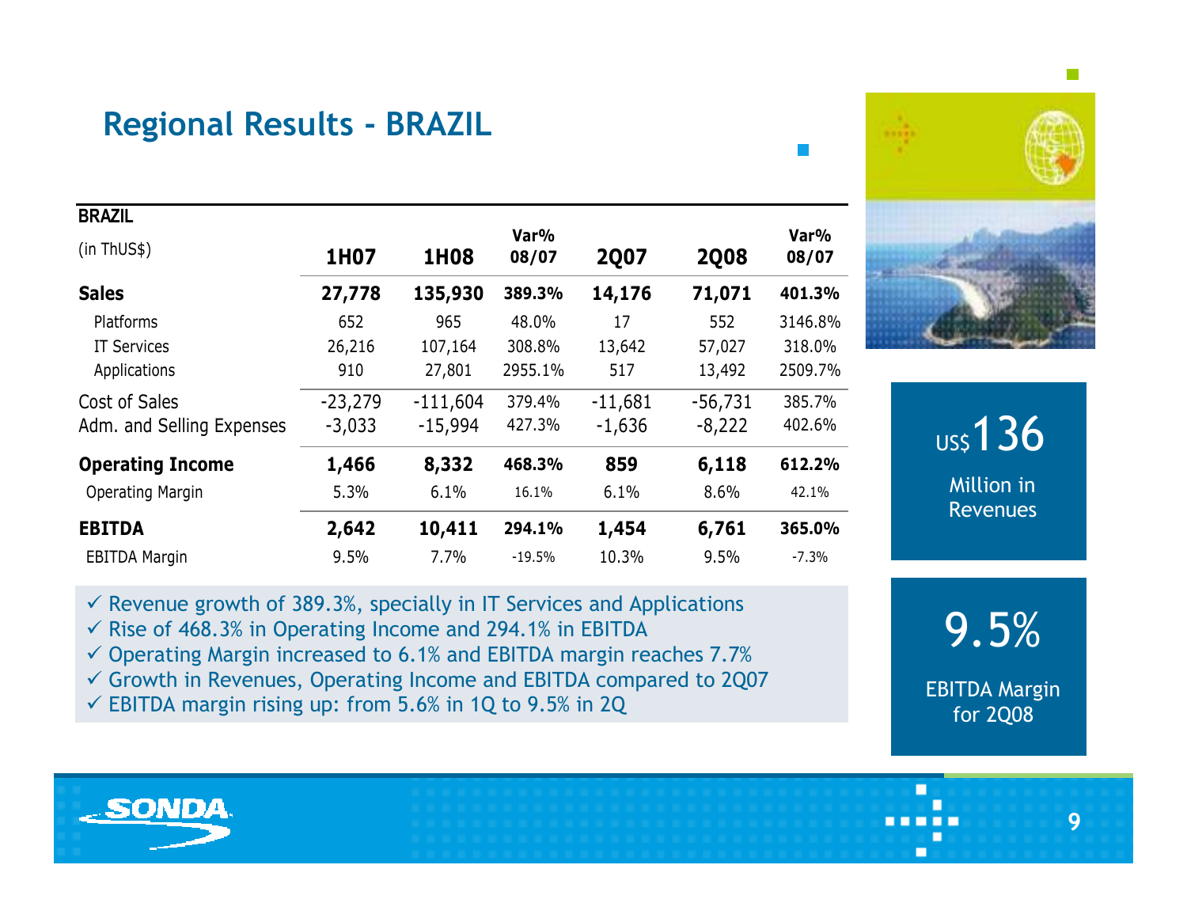# Regional Results - BRAZIL

| BRAZIL (in ThUS$) | 1H07 | 1H08 | Var% 08/07 | 2Q07 | 2Q08 | Var% 08/07 |
|---|---|---|---|---|---|---|
| **Sales** | **27,778** | **135,930** | **389.3%** | **14,176** | **71,071** | **401.3%** |
| Platforms | 652 | 965 | 48.0% | 17 | 552 | 3146.8% |
| IT Services | 26,216 | 107,164 | 308.8% | 13,642 | 57,027 | 318.0% |
| Applications | 910 | 27,801 | 2955.1% | 517 | 13,492 | 2509.7% |
| Cost of Sales | -23,279 | -111,604 | 379.4% | -11,681 | -56,731 | 385.7% |
| Adm. and Selling Expenses | -3,033 | -15,994 | 427.3% | -1,636 | -8,222 | 402.6% |
| **Operating Income** | **1,466** | **8,332** | **468.3%** | **859** | **6,118** | **612.2%** |
| Operating Margin | 5.3% | 6.1% | 16.1% | 6.1% | 8.6% | 42.1% |
| **EBITDA** | **2,642** | **10,411** | **294.1%** | **1,454** | **6,761** | **365.0%** |
| EBITDA Margin | 9.5% | 7.7% | -19.5% | 10.3% | 9.5% | -7.3% |

- ✓ Revenue growth of 389.3%, specially in IT Services and Applications
- ✓ Rise of 468.3% in Operating Income and 294.1% in EBITDA
- ✓ Operating Margin increased to 6.1% and EBITDA margin reaches 7.7%
- ✓ Growth in Revenues, Operating Income and EBITDA compared to 2Q07
- ✓ EBITDA margin rising up: from 5.6% in 1Q to 9.5% in 2Q

US$136 Million in Revenues

9.5% EBITDA Margin for 2Q08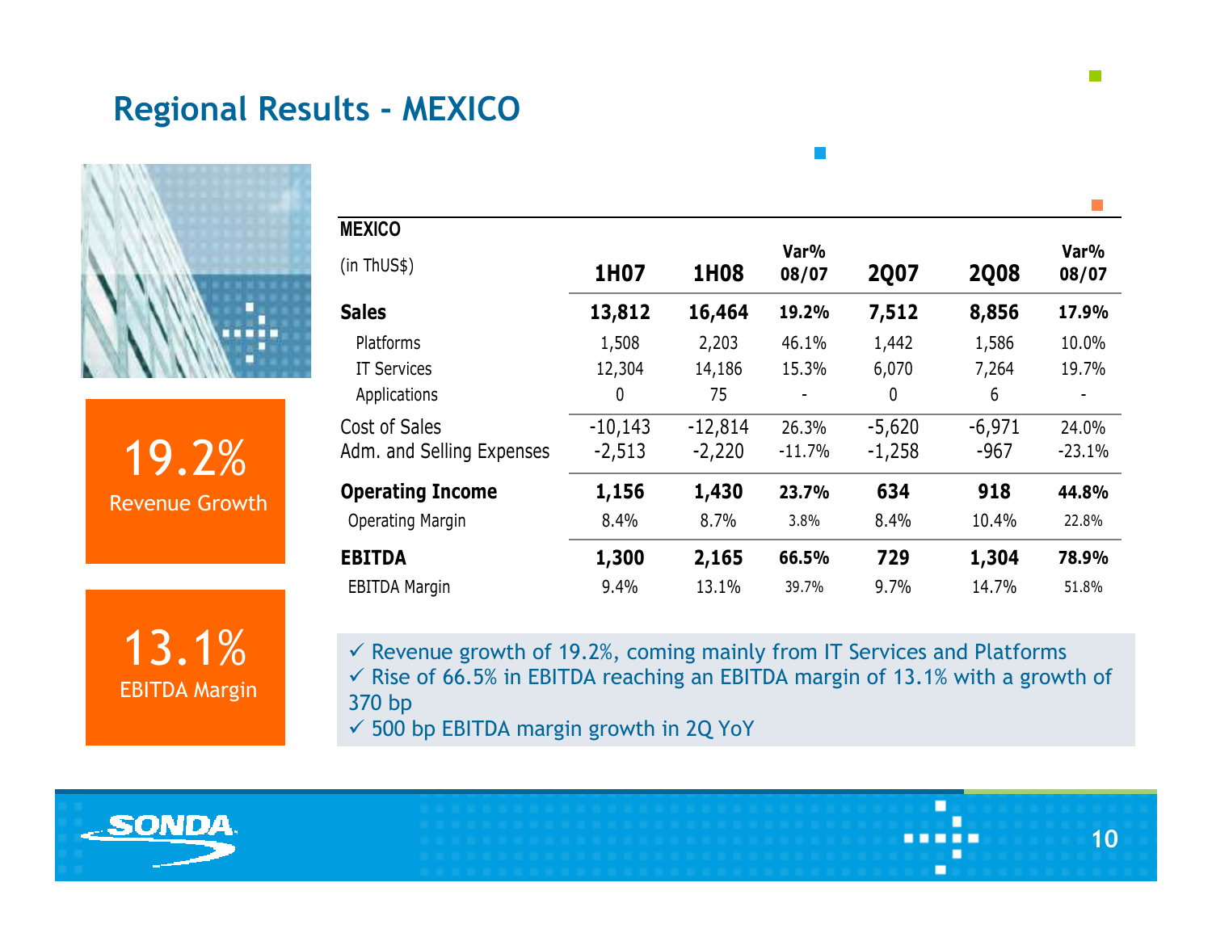# Regional Results - MEXICO

**19.2%**
Revenue Growth

**13.1%**
EBITDA Margin

| MEXICO (in ThUS$) | 1H07 | 1H08 | Var% 08/07 | 2Q07 | 2Q08 | Var% 08/07 |
|---|---|---|---|---|---|---|
| **Sales** | **13,812** | **16,464** | **19.2%** | **7,512** | **8,856** | **17.9%** |
| Platforms | 1,508 | 2,203 | 46.1% | 1,442 | 1,586 | 10.0% |
| IT Services | 12,304 | 14,186 | 15.3% | 6,070 | 7,264 | 19.7% |
| Applications | 0 | 75 | - | 0 | 6 | - |
| Cost of Sales | -10,143 | -12,814 | 26.3% | -5,620 | -6,971 | 24.0% |
| Adm. and Selling Expenses | -2,513 | -2,220 | -11.7% | -1,258 | -967 | -23.1% |
| **Operating Income** | **1,156** | **1,430** | **23.7%** | **634** | **918** | **44.8%** |
| Operating Margin | 8.4% | 8.7% | 3.8% | 8.4% | 10.4% | 22.8% |
| **EBITDA** | **1,300** | **2,165** | **66.5%** | **729** | **1,304** | **78.9%** |
| EBITDA Margin | 9.4% | 13.1% | 39.7% | 9.7% | 14.7% | 51.8% |

- ✓ Revenue growth of 19.2%, coming mainly from IT Services and Platforms
- ✓ Rise of 66.5% in EBITDA reaching an EBITDA margin of 13.1% with a growth of 370 bp
- ✓ 500 bp EBITDA margin growth in 2Q YoY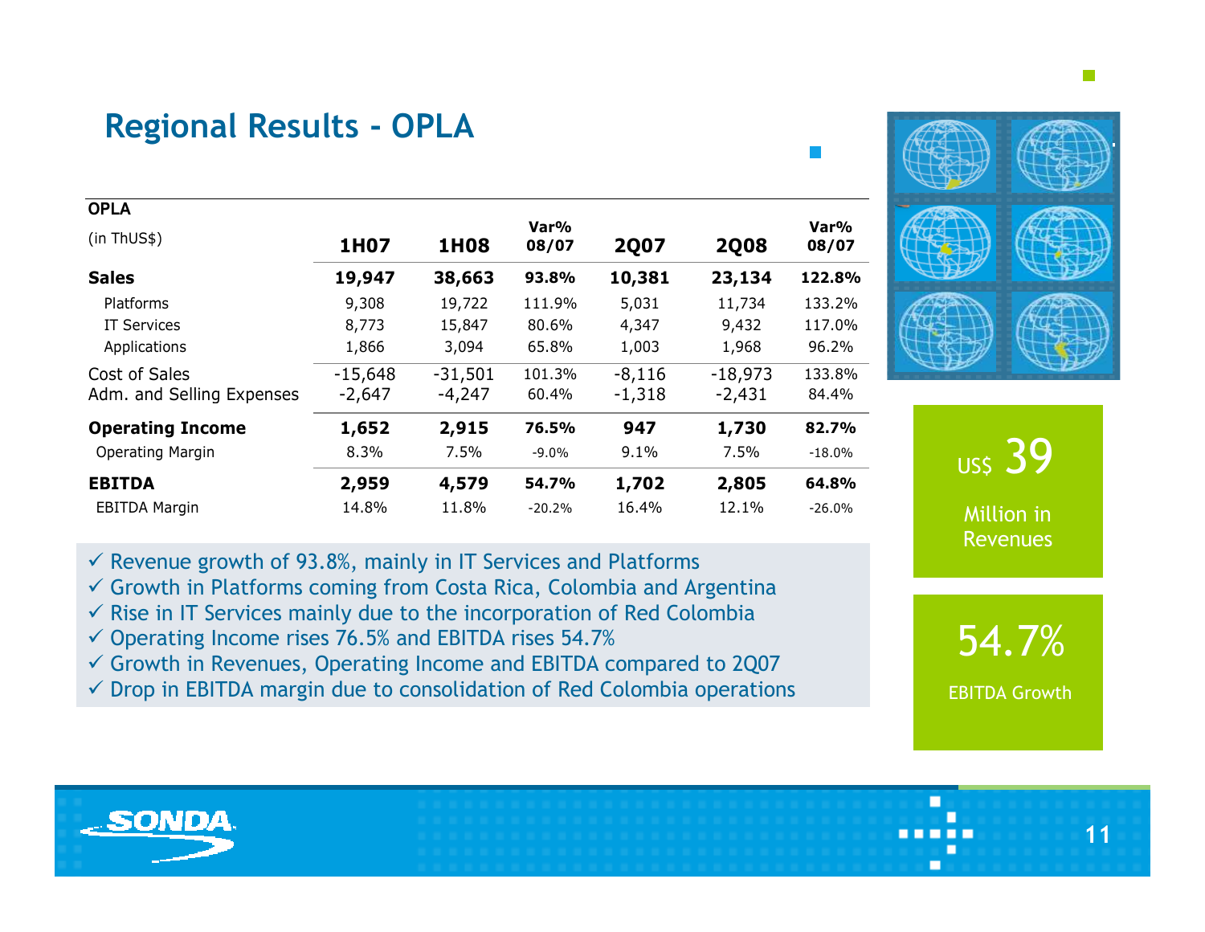# Regional Results - OPLA

| OPLA<br>(in ThUS$) | 1H07 | 1H08 | Var% 08/07 | 2Q07 | 2Q08 | Var% 08/07 |
|---|---|---|---|---|---|---|
| **Sales** | **19,947** | **38,663** | **93.8%** | **10,381** | **23,134** | **122.8%** |
| Platforms | 9,308 | 19,722 | 111.9% | 5,031 | 11,734 | 133.2% |
| IT Services | 8,773 | 15,847 | 80.6% | 4,347 | 9,432 | 117.0% |
| Applications | 1,866 | 3,094 | 65.8% | 1,003 | 1,968 | 96.2% |
| Cost of Sales | -15,648 | -31,501 | 101.3% | -8,116 | -18,973 | 133.8% |
| Adm. and Selling Expenses | -2,647 | -4,247 | 60.4% | -1,318 | -2,431 | 84.4% |
| **Operating Income** | **1,652** | **2,915** | **76.5%** | **947** | **1,730** | **82.7%** |
| Operating Margin | 8.3% | 7.5% | -9.0% | 9.1% | 7.5% | -18.0% |
| **EBITDA** | **2,959** | **4,579** | **54.7%** | **1,702** | **2,805** | **64.8%** |
| EBITDA Margin | 14.8% | 11.8% | -20.2% | 16.4% | 12.1% | -26.0% |

- ✓ Revenue growth of 93.8%, mainly in IT Services and Platforms
- ✓ Growth in Platforms coming from Costa Rica, Colombia and Argentina
- ✓ Rise in IT Services mainly due to the incorporation of Red Colombia
- ✓ Operating Income rises 76.5% and EBITDA rises 54.7%
- ✓ Growth in Revenues, Operating Income and EBITDA compared to 2Q07
- ✓ Drop in EBITDA margin due to consolidation of Red Colombia operations

US$ 39 Million in Revenues

54.7% EBITDA Growth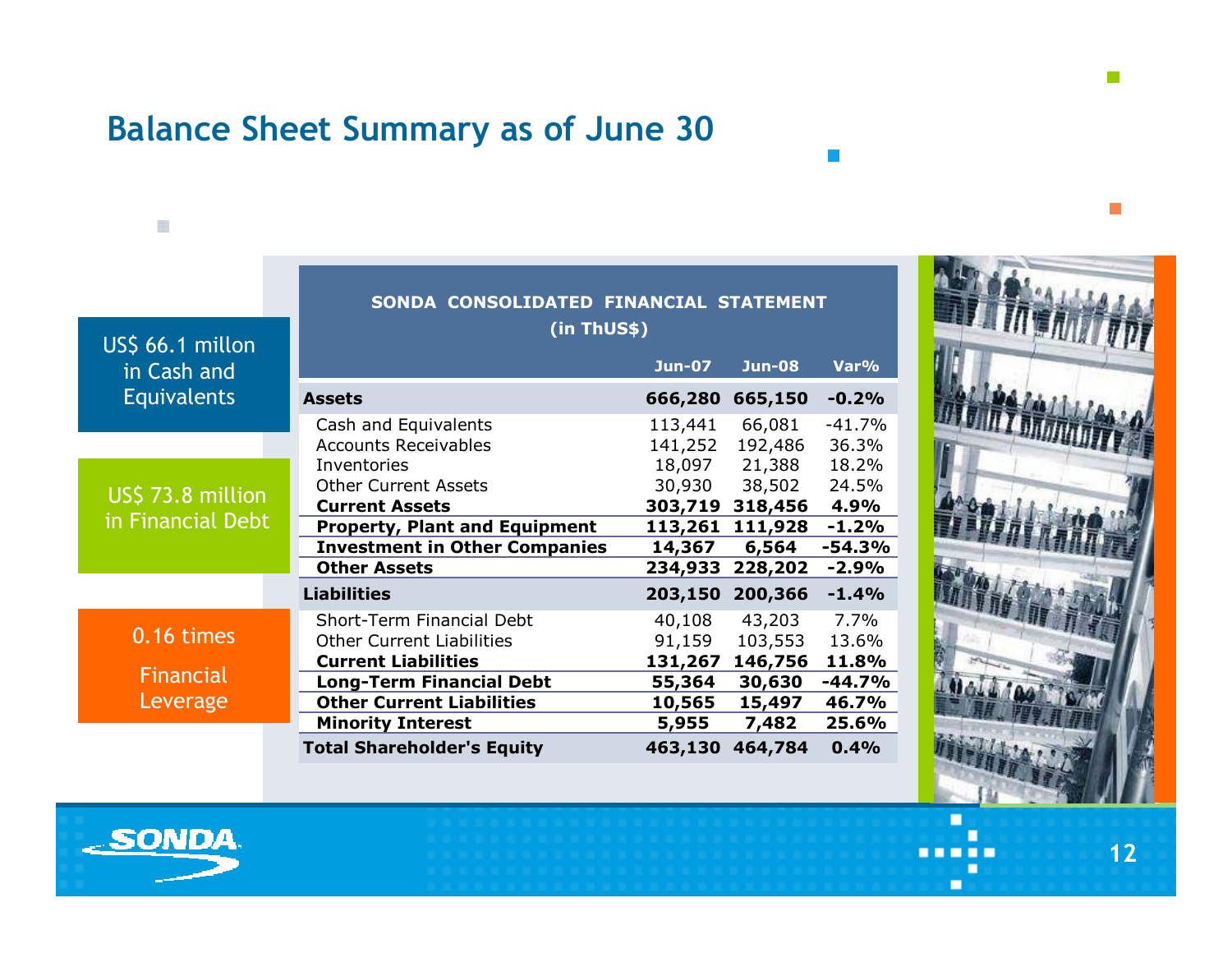# Balance Sheet Summary as of June 30

US$ 66.1 millon in Cash and Equivalents

US$ 73.8 million in Financial Debt

0.16 times Financial Leverage

| SONDA CONSOLIDATED FINANCIAL STATEMENT (in ThUS$) | Jun-07 | Jun-08 | Var% |
|---|---|---|---|
| **Assets** | **666,280** | **665,150** | **-0.2%** |
| Cash and Equivalents | 113,441 | 66,081 | -41.7% |
| Accounts Receivables | 141,252 | 192,486 | 36.3% |
| Inventories | 18,097 | 21,388 | 18.2% |
| Other Current Assets | 30,930 | 38,502 | 24.5% |
| **Current Assets** | **303,719** | **318,456** | **4.9%** |
| **Property, Plant and Equipment** | **113,261** | **111,928** | **-1.2%** |
| **Investment in Other Companies** | **14,367** | **6,564** | **-54.3%** |
| **Other Assets** | **234,933** | **228,202** | **-2.9%** |
| **Liabilities** | **203,150** | **200,366** | **-1.4%** |
| Short-Term Financial Debt | 40,108 | 43,203 | 7.7% |
| Other Current Liabilities | 91,159 | 103,553 | 13.6% |
| **Current Liabilities** | **131,267** | **146,756** | **11.8%** |
| **Long-Term Financial Debt** | **55,364** | **30,630** | **-44.7%** |
| **Other Current Liabilities** | **10,565** | **15,497** | **46.7%** |
| **Minority Interest** | **5,955** | **7,482** | **25.6%** |
| **Total Shareholder's Equity** | **463,130** | **464,784** | **0.4%** |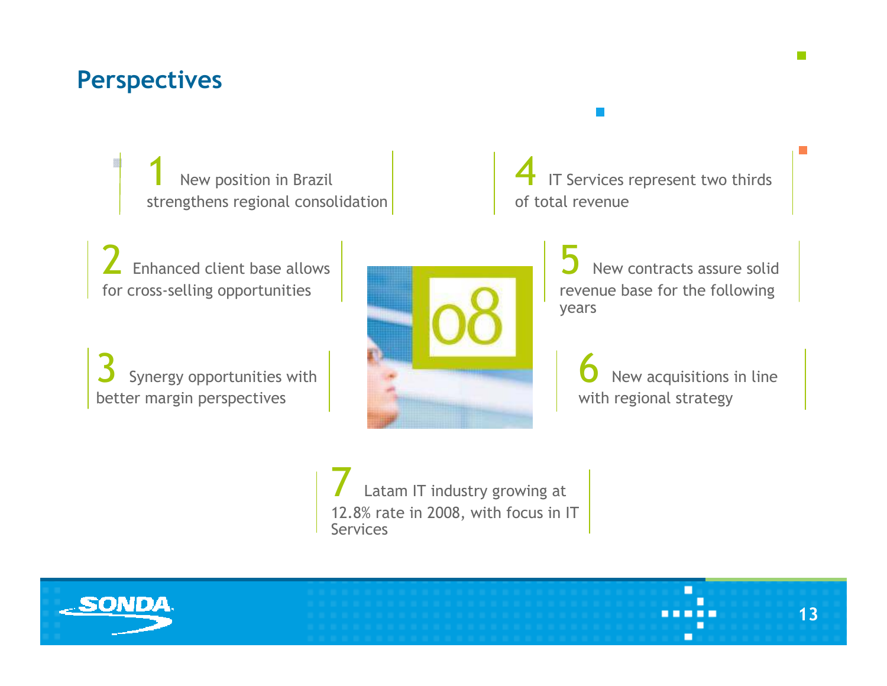# Perspectives

1. New position in Brazil strengthens regional consolidation

2. Enhanced client base allows for cross-selling opportunities

3. Synergy opportunities with better margin perspectives

4. IT Services represent two thirds of total revenue

5. New contracts assure solid revenue base for the following years

6. New acquisitions in line with regional strategy

7. Latam IT industry growing at 12.8% rate in 2008, with focus in IT Services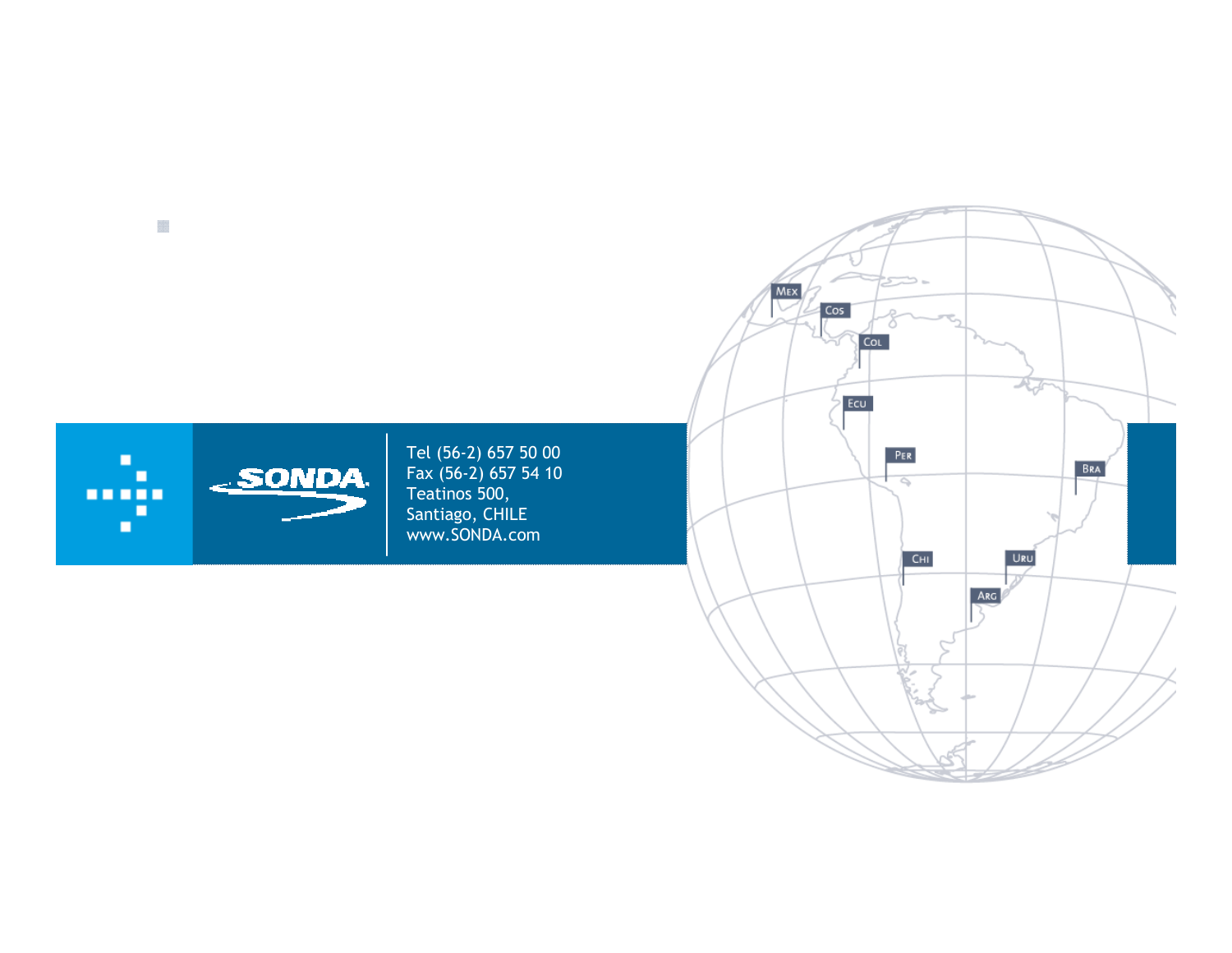SONDA

Tel (56-2) 657 50 00
Fax (56-2) 657 54 10
Teatinos 500,
Santiago, CHILE
www.SONDA.com

MEX
COS
COL
ECU
PER
BRA
CHI
URU
ARG